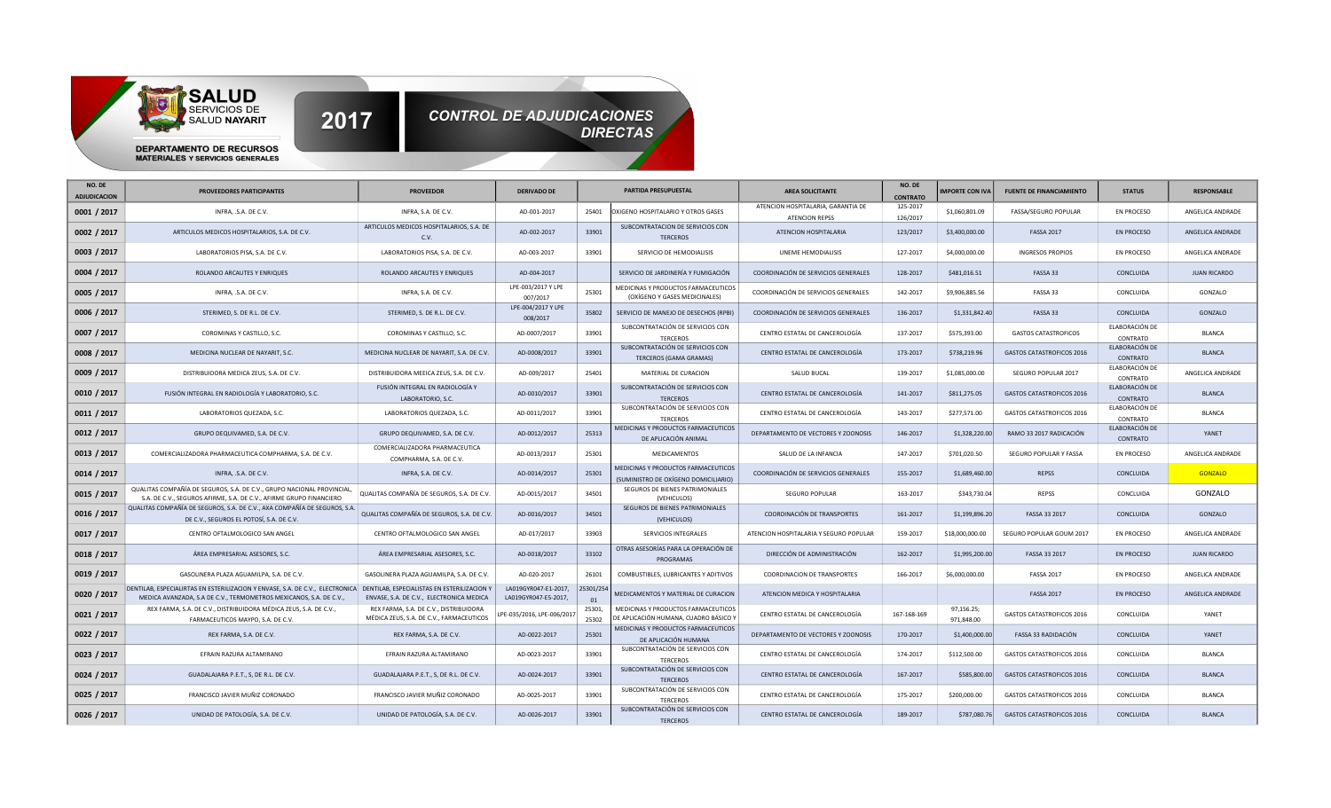**SALUD** SERVICIOS DE SALUD **NAYARIT**

**DEPARTAMENTO DE RECURSOS MATERIALES Y SERVICIOS GENERALES**

# 2017 CONTROL DE ADJUDICACIONES DIRECTAS

| NO. DE ADJUDICACION | PROVEEDORES PARTICIPANTES | PROVEEDOR | DERIVADO DE | PARTIDA PRESUPUESTAL | | AREA SOLICITANTE | NO. DE CONTRATO | IMPORTE CON IVA | FUENTE DE FINANCIAMIENTO | STATUS | RESPONSABLE |
|---|---|---|---|---|---|---|---|---|---|---|---|
| 0001 / 2017 | INFRA, .S.A. DE C.V. | INFRA, S.A. DE C.V. | AD-001-2017 | 25401 | OXIGENO HOSPITALARIO Y OTROS GASES | ATENCION HOSPITALARIA, GARANTIA DE ATENCION REPSS | 125-2017 126/2017 | $1,060,801.09 | FASSA/SEGURO POPULAR | EN PROCESO | ANGELICA ANDRADE |
| 0002 / 2017 | ARTICULOS MEDICOS HOSPITALARIOS, S.A. DE C.V. | ARTICULOS MEDICOS HOSPITALARIOS, S.A. DE C.V. | AD-002-2017 | 33901 | SUBCONTRATACION DE SERVICIOS CON TERCEROS | ATENCION HOSPITALARIA | 123/2017 | $3,400,000.00 | FASSA 2017 | EN PROCESO | ANGELICA ANDRADE |
| 0003 / 2017 | LABORATORIOS PISA, S.A. DE C.V. | LABORATORIOS PISA, S.A. DE C.V. | AD-003-2017 | 33901 | SERVICIO DE HEMODIALISIS | UNEME HEMODIALISIS | 127-2017 | $4,000,000.00 | INGRESOS PROPIOS | EN PROCESO | ANGELICA ANDRADE |
| 0004 / 2017 | ROLANDO ARCAUTES Y ENRIQUES | ROLANDO ARCAUTES Y ENRIQUES | AD-004-2017 | | SERVICIO DE JARDINERÍA Y FUMIGACIÓN | COORDINACIÓN DE SERVICIOS GENERALES | 128-2017 | $481,016.51 | FASSA 33 | CONCLUIDA | JUAN RICARDO |
| 0005 / 2017 | INFRA, .S.A. DE C.V. | INFRA, S.A. DE C.V. | LPE-003/2017 Y LPE 007/2017 | 25301 | MEDICINAS Y PRODUCTOS FARMACEUTICOS (OXÍGENO Y GASES MEDICINALES) | COORDINACIÓN DE SERVICIOS GENERALES | 142-2017 | $9,906,885.56 | FASSA 33 | CONCLUIDA | GONZALO |
| 0006 / 2017 | STERIMED, S. DE R.L. DE C.V. | STERIMED, S. DE R.L. DE C.V. | LPE-004/2017 Y LPE 008/2017 | 35802 | SERVICIO DE MANEJO DE DESECHOS (RPBI) | COORDINACIÓN DE SERVICIOS GENERALES | 136-2017 | $1,331,842.40 | FASSA 33 | CONCLUIDA | GONZALO |
| 0007 / 2017 | COROMINAS Y CASTILLO, S.C. | COROMINAS Y CASTILLO, S.C. | AD-0007/2017 | 33901 | SUBCONTRATACIÓN DE SERVICIOS CON TERCEROS | CENTRO ESTATAL DE CANCEROLOGÍA | 137-2017 | $575,393.00 | GASTOS CATASTROFICOS | ELABORACIÓN DE CONTRATO | BLANCA |
| 0008 / 2017 | MEDICINA NUCLEAR DE NAYARIT, S.C. | MEDICINA NUCLEAR DE NAYARIT, S.A. DE C.V. | AD-0008/2017 | 33901 | SUBCONTRATACIÓN DE SERVICIOS CON TERCEROS (GAMA GRAMAS) | CENTRO ESTATAL DE CANCEROLOGÍA | 173-2017 | $738,219.96 | GASTOS CATASTROFICOS 2016 | ELABORACIÓN DE CONTRATO | BLANCA |
| 0009 / 2017 | DISTRIBUIDORA MEDICA ZEUS, S.A. DE C.V. | DISTRIBUIDORA MEEICA ZEUS, S.A. DE C.V. | AD-009/2017 | 25401 | MATERIAL DE CURACION | SALUD BUCAL | 139-2017 | $1,085,000.00 | SEGURO POPULAR 2017 | ELABORACIÓN DE CONTRATO | ANGELICA ANDRADE |
| 0010 / 2017 | FUSIÓN INTEGRAL EN RADIOLOGÍA Y LABORATORIO, S.C. | FUSIÓN INTEGRAL EN RADIOLOGÍA Y LABORATORIO, S.C. | AD-0010/2017 | 33901 | SUBCONTRATACIÓN DE SERVICIOS CON TERCEROS | CENTRO ESTATAL DE CANCEROLOGÍA | 141-2017 | $811,275.05 | GASTOS CATASTROFICOS 2016 | ELABORACIÓN DE CONTRATO | BLANCA |
| 0011 / 2017 | LABORATORIOS QUEZADA, S.C. | LABORATORIOS QUEZADA, S.C. | AD-0011/2017 | 33901 | SUBCONTRATACIÓN DE SERVICIOS CON TERCEROS | CENTRO ESTATAL DE CANCEROLOGÍA | 143-2017 | $277,571.00 | GASTOS CATASTROFICOS 2016 | ELABORACIÓN DE CONTRATO | BLANCA |
| 0012 / 2017 | GRUPO DEQUIVAMED, S.A. DE C.V. | GRUPO DEQUIVAMED, S.A. DE C.V. | AD-0012/2017 | 25313 | MEDICINAS Y PRODUCTOS FARMACEUTICOS DE APLICACIÓN ANIMAL | DEPARTAMENTO DE VECTORES Y ZOONOSIS | 146-2017 | $1,328,220.00 | RAMO 33 2017 RADICACIÓN | ELABORACIÓN DE CONTRATO | YANET |
| 0013 / 2017 | COMERCIALIZADORA PHARMACEUTICA COMPHARMA, S.A. DE C.V. | COMERCIALIZADORA PHARMACEUTICA COMPHARMA, S.A. DE C.V. | AD-0013/2017 | 25301 | MEDICAMENTOS | SALUD DE LA INFANCIA | 147-2017 | $701,020.50 | SEGURO POPULAR Y FASSA | EN PROCESO | ANGELICA ANDRADE |
| 0014 / 2017 | INFRA, .S.A. DE C.V. | INFRA, S.A. DE C.V. | AD-0014/2017 | 25301 | MEDICINAS Y PRODUCTOS FARMACEUTICOS (SUMINISTRO DE OXÍGENO DOMICILIARIO) | COORDINACIÓN DE SERVICIOS GENERALES | 155-2017 | $1,689,460.00 | REPSS | CONCLUIDA | GONZALO |
| 0015 / 2017 | QUALITAS COMPAÑÍA DE SEGUROS, S.A. DE C.V., GRUPO NACIONAL PROVINCIAL, S.A. DE C.V., SEGUROS AFIRME, S.A. DE C.V., AFIRME GRUPO FINANCIERO | QUALITAS COMPAÑÍA DE SEGUROS, S.A. DE C.V. | AD-0015/2017 | 34501 | SEGUROS DE BIENES PATRIMONIALES (VEHICULOS) | SEGURO POPULAR | 163-2017 | $343,730.04 | REPSS | CONCLUIDA | GONZALO |
| 0016 / 2017 | QUALITAS COMPAÑÍA DE SEGUROS, S.A. DE C.V., AXA COMPAÑÍA DE SEGUROS, S.A. DE C.V., SEGUROS EL POTOSÍ, S.A. DE C.V. | QUALITAS COMPAÑÍA DE SEGUROS, S.A. DE C.V. | AD-0016/2017 | 34501 | SEGUROS DE BIENES PATRIMONIALES (VEHICULOS) | COORDINACIÓN DE TRANSPORTES | 161-2017 | $1,199,896.20 | FASSA 33 2017 | CONCLUIDA | GONZALO |
| 0017 / 2017 | CENTRO OFTALMOLOGICO SAN ANGEL | CENTRO OFTALMOLOGICO SAN ANGEL | AD-017/2017 | 33903 | SERVICIOS INTEGRALES | ATENCION HOSPITALARIA Y SEGURO POPULAR | 159-2017 | $18,000,000.00 | SEGURO POPULAR GOUM 2017 | EN PROCESO | ANGELICA ANDRADE |
| 0018 / 2017 | ÁREA EMPRESARIAL ASESORES, S.C. | ÁREA EMPRESARIAL ASESORES, S.C. | AD-0018/2017 | 33102 | OTRAS ASESORÍAS PARA LA OPERACIÓN DE PROGRAMAS | DIRECCIÓN DE ADMINISTRACIÓN | 162-2017 | $1,995,200.00 | FASSA 33 2017 | EN PROCESO | JUAN RICARDO |
| 0019 / 2017 | GASOLINERA PLAZA AGUAMILPA, S.A. DE C.V. | GASOLINERA PLAZA AGUAMILPA, S.A. DE C.V. | AD-020-2017 | 26101 | COMBUSTIBLES, LUBRICANTES Y ADITIVOS | COORDINACION DE TRANSPORTES | 166-2017 | $6,000,000.00 | FASSA 2017 | EN PROCESO | ANGELICA ANDRADE |
| 0020 / 2017 | DENTILAB, ESPECIALIRTAS EN ESTERILIZACION Y ENVASE, S.A. DE C.V., ELECTRONICA MEDICA AVANZADA, S.A DE C.V., TERMOMETROS MEXICANOS, S.A. DE C.V., | DENTILAB, ESPECIALISTAS EN ESTERILIZACION Y ENVASE, S.A. DE C.V., ELECTRONICA MEDICA | LA019GYR047-E1-2017, LA019GYR047-E5-2017, | 25301/25401 | MEDICAMENTOS Y MATERIAL DE CURACION | ATENCION MEDICA Y HOSPITALARIA | | | FASSA 2017 | EN PROCESO | ANGELICA ANDRADE |
| 0021 / 2017 | REX FARMA, S.A. DE C.V., DISTRIBUIDORA MÉDICA ZEUS, S.A. DE C.V., FARMACEUTICOS MAYPO, S.A. DE C.V. | REX FARMA, S.A. DE C.V., DISTRIBUIDORA MÉDICA ZEUS, S.A. DE C.V., FARMACEUTICOS | LPE-035/2016, LPE-006/2017 | 25301, 25302 | MEDICINAS Y PRODUCTOS FARMACEUTICOS DE APLICACIÓN HUMANA, CUADRO BÁSICO Y | CENTRO ESTATAL DE CANCEROLOGÍA | 167-168-169 | 97,156.25; 971,848.00 | GASTOS CATASTROFICOS 2016 | CONCLUIDA | YANET |
| 0022 / 2017 | REX FARMA, S.A. DE C.V. | REX FARMA, S.A. DE C.V. | AD-0022-2017 | 25301 | MEDICINAS Y PRODUCTOS FARMACEUTICOS DE APLICACIÓN HUMANA | DEPARTAMENTO DE VECTORES Y ZOONOSIS | 170-2017 | $1,400,000.00 | FASSA 33 RADIDACIÓN | CONCLUIDA | YANET |
| 0023 / 2017 | EFRAIN RAZURA ALTAMIRANO | EFRAIN RAZURA ALTAMIRANO | AD-0023-2017 | 33901 | SUBCONTRATACIÓN DE SERVICIOS CON TERCEROS | CENTRO ESTATAL DE CANCEROLOGÍA | 174-2017 | $112,500.00 | GASTOS CATASTROFICOS 2016 | CONCLUIDA | BLANCA |
| 0024 / 2017 | GUADALAJARA P.E.T., S, DE R.L. DE C.V. | GUADALAJARA P.E.T., S, DE R.L. DE C.V. | AD-0024-2017 | 33901 | SUBCONTRATACIÓN DE SERVICIOS CON TERCEROS | CENTRO ESTATAL DE CANCEROLOGÍA | 167-2017 | $585,800.00 | GASTOS CATASTROFICOS 2016 | CONCLUIDA | BLANCA |
| 0025 / 2017 | FRANCISCO JAVIER MUÑÍZ CORONADO | FRANCISCO JAVIER MUÑÍZ CORONADO | AD-0025-2017 | 33901 | SUBCONTRATACIÓN DE SERVICIOS CON TERCEROS | CENTRO ESTATAL DE CANCEROLOGÍA | 175-2017 | $200,000.00 | GASTOS CATASTROFICOS 2016 | CONCLUIDA | BLANCA |
| 0026 / 2017 | UNIDAD DE PATOLOGÍA, S.A. DE C.V. | UNIDAD DE PATOLOGÍA, S.A. DE C.V. | AD-0026-2017 | 33901 | SUBCONTRATACIÓN DE SERVICIOS CON TERCEROS | CENTRO ESTATAL DE CANCEROLOGÍA | 189-2017 | $787,080.76 | GASTOS CATASTROFICOS 2016 | CONCLUIDA | BLANCA |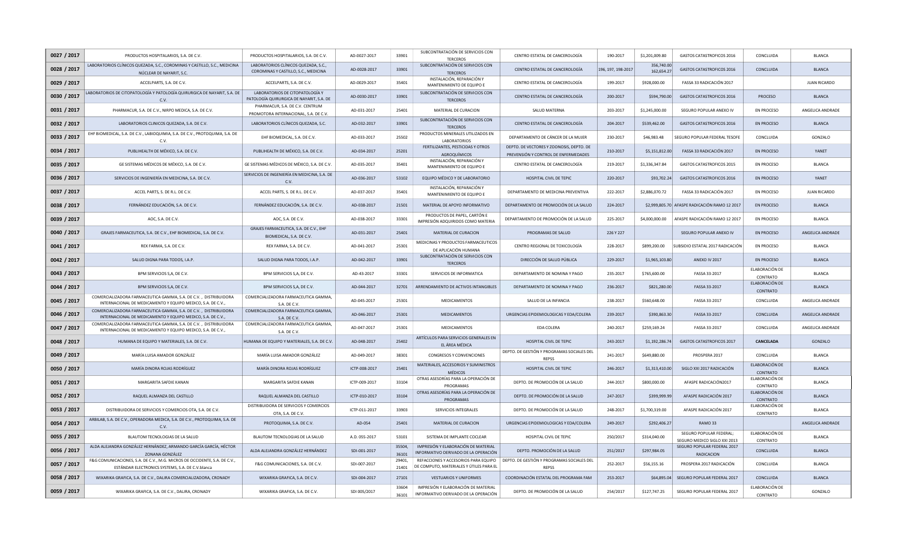| | | | | | | | | | | | |
|---|---|---|---|---|---|---|---|---|---|---|---|
| 0027 / 2017 | PRODUCTOS HOSPITALARIOS, S.A. DE C.V. | PRODUCTOS HOSPITALARIOS, S.A. DE C.V. | AD-0027-2017 | 33901 | SUBCONTRATACIÓN DE SERVICIOS CON TERCEROS | CENTRO ESTATAL DE CANCEROLOGÍA | 190-2017 | $1,201,009.80 | GASTOS CATASTROFICOS 2016 | CONCLUIDA | BLANCA |
| 0028 / 2017 | LABORATORIOS CLÍNICOS QUEZADA, S.C., COROMINAS Y CASTILLO, S.C., MEDICINA NÚCLEAR DE NAYARIT, S.C. | LABORATORIOS CLÍNICOS QUEZADA, S.C., COROMINAS Y CASTILLO, S.C., MEDICINA | AD-0028-2017 | 33901 | SUBCONTRATACIÓN DE SERVICIOS CON TERCEROS | CENTRO ESTATAL DE CANCEROLOGÍA | 196, 197, 198-2017 | 356,740.00 162,654.27 | GASTOS CATASTROFICOS 2016 | CONCLUIDA | BLANCA |
| 0029 / 2017 | ACCELPARTS, S.A. DE C.V. | ACCELPARTS, S.A. DE C.V. | AD-0029-2017 | 35401 | INSTALACIÓN, REPARACIÓN Y MANTENIMIENTO DE EQUIPO E | CENTRO ESTATAL DE CANCEROLOGÍA | 199-2017 | $928,000.00 | FASSA 33 RADICACIÓN 2017 | | JUAN RICARDO |
| 0030 / 2017 | LABORATORIOS DE CITOPATOLOGÍA Y PATOLOGÍA QUIRURGICA DE NAYARIT, S.A. DE C.V. | LABORATORIOS DE CITOPATOLOGÍA Y PATOLOGÍA QUIRURGICA DE NAYARIT, S.A. DE | AD-0030-2017 | 33901 | SUBCONTRATACIÓN DE SERVICIOS CON TERCEROS | CENTRO ESTATAL DE CANCEROLOGÍA | 200-2017 | $594,790.00 | GASTOS CATASTROFICOS 2016 | PROCESO | BLANCA |
| 0031 / 2017 | PHARMACUR, S.A. DE C.V., NIRPO MEDICA, S.A. DE C.V. | PHARMACUR, S.A. DE C.V. CENTRUM PROMOTORA INTERNACIONAL, S.A. DE C.V. | AD-031-2017 | 25401 | MATERIAL DE CURACION | SALUD MATERNA | 203-2017 | $1,245,000.00 | SEGURO POPULAR ANEXO IV | EN PROCESO | ANGELICA ANDRADE |
| 0032 / 2017 | LABORATORIOS CLINICOS QUEZADA, S.A. DE C.V. | LABORATORIOS CLÍNICOS QUEZADA, S.C. | AD-032-2017 | 33901 | SUBCONTRATACIÓN DE SERVICIOS CON TERCEROS | CENTRO ESTATAL DE CANCEROLOGÍA | 204-2017 | $539,462.00 | GASTOS CATASTROFICOS 2016 | EN PROCESO | BLANCA |
| 0033 / 2017 | EHF BIOMEDICAL, S.A. DE C.V., LABIOQUIMIA, S.A. DE C.V., PROTOQUIMA, S.A. DE C.V. | EHF BIOMEDICAL, S.A. DE C.V. | AD-033-2017 | 25502 | PRODUCTOS MINERALES UTILIZADOS EN LABORATORIOS | DEPARTAMENTO DE CÁNCER DE LA MUJER | 230-2017 | $46,983.48 | SEGURO POPULAR FEDERAL TESOFE | CONCLUIDA | GONZALO |
| 0034 / 2017 | PUBLIHEALTH DE MÉXICO, S.A. DE C.V. | PUBLIHEALTH DE MÉXICO, S.A. DE C.V. | AD-034-2017 | 25201 | FERTILIZANTES, PESTICIDAS Y OTROS AGROQUÍMICOS | DEPTO. DE VECTORES Y ZOONOSIS, DEPTO. DE PREVENSIÓN Y CONTROL DE ENFERMEDADES | 210-2017 | $5,151,812.00 | FASSA 33 RADICACIÓN 2017 | EN PROCESO | YANET |
| 0035 / 2017 | GE SISTEMAS MÉDICOS DE MÉXICO, S.A. DE C.V. | GE SISTEMAS MÉDICOS DE MÉXICO, S.A. DE C.V. | AD-035-2017 | 35401 | INSTALACIÓN, REPARACIÓN Y MANTENIMIENTO DE EQUIPO E | CENTRO ESTATAL DE CANCEROLOGÍA | 219-2017 | $1,336,347.84 | GASTOS CATASTROFICOS 2015 | EN PROCESO | BLANCA |
| 0036 / 2017 | SERVICIOS DE INGENIERÍA EN MEDICINA, S.A. DE C.V. | SERVICIOS DE INGENIERÍA EN MEDICINA, S.A. DE C.V. | AD-036-2017 | 53102 | EQUIPO MÉDICO Y DE LABORATORIO | HOSPITAL CIVIL DE TEPIC | 220-2017 | $93,702.24 | GASTOS CATASTROFICOS 2016 | EN PROCESO | YANET |
| 0037 / 2017 | ACCEL PARTS, S. DE R.L. DE C.V. | ACCEL PARTS, S. DE R.L. DE C.V. | AD-037-2017 | 35401 | INSTALACIÓN, REPARACIÓN Y MANTENIMIENTO DE EQUIPO E | DEPARTAMENTO DE MEDICINA PREVENTIVA | 222-2017 | $2,886,070.72 | FASSA 33 RADICACIÓN 2017 | EN PROCESO | JUAN RICARDO |
| 0038 / 2017 | FERNÁNDEZ EDUCACIÓN, S.A. DE C.V. | FERNÁNDEZ EDUCACIÓN, S.A. DE C.V. | AD-038-2017 | 21501 | MATERIAL DE APOYO INFORMATIVO | DEPARTAMENTO DE PROMOCIÓN DE LA SALUD | 224-2017 | $2,999,805.70 | AFASPE RADICACIÓN RAMO 12 2017 | EN PROCESO | BLANCA |
| 0039 / 2017 | AOC, S.A. DE C.V. | AOC, S.A. DE C.V. | AD-038-2017 | 33301 | PRODUCTOS DE PAPEL, CARTÓN E IMPRESIÓN ADQUIRIDOS COMO MATERIA | DEPARTAMENTO DE PROMOCIÓN DE LA SALUD | 225-2017 | $4,000,000.00 | AFASPE RADICACIÓN RAMO 12 2017 | EN PROCESO | BLANCA |
| 0040 / 2017 | GRAJES FARMACEUTICA, S.A. DE C.V., EHF BIOMEDICAL, S.A. DE C.V. | GRAJES FARMACEUTICA, S.A. DE C.V., EHF BIOMEDICAL, S.A. DE C.V. | AD-031-2017 | 25401 | MATERIAL DE CURACION | PROGRAMAS DE SALUD | 226 Y 227 | | SEGURO POPULAR ANEXO IV | EN PROCESO | ANGELICA ANDRADE |
| 0041 / 2017 | REX FARMA, S.A. DE C.V. | REX FARMA, S.A. DE C.V. | AD-041-2017 | 25301 | MEDICINAS Y PRODUCTOS FARMACEUTICOS DE APLICACIÓN HUMANA | CENTRO REGIONAL DE TOXICOLOGÍA | 228-2017 | $899,200.00 | SUBSIDIO ESTATAL 2017 RADICACIÓN | EN PROCESO | BLANCA |
| 0042 / 2017 | SALUD DIGNA PARA TODOS, I.A.P. | SALUD DIGNA PARA TODOS, I.A.P. | AD-042-2017 | 33901 | SUBCONTRATACIÓN DE SERVICIOS CON TERCEROS | DIRECCIÓN DE SALUD PÚBLICA | 229-2017 | $1,965,103.80 | ANEXO IV 2017 | EN PROCESO | BLANCA |
| 0043 / 2017 | BPM SERVICIOS S,A, DE C.V. | BPM SERVICIOS S,A, DE C.V. | AD-43-2017 | 33301 | SERVICIOS DE INFORMATICA | DEPARTAMENTO DE NOMINA Y PAGO | 235-2017 | $765,600.00 | FASSA 33-2017 | ELABORACIÓN DE CONTRATO | BLANCA |
| 0044 / 2017 | BPM SERVICIOS S,A, DE C.V. | BPM SERVICIOS S,A, DE C.V. | AD-044-2017 | 32701 | ARRENDAMIENTO DE ACTIVOS INTANGIBLES | DEPARTAMENTO DE NOMINA Y PAGO | 236-2017 | $821,280.00 | FASSA 33-2017 | ELABORACIÓN DE CONTRATO | BLANCA |
| 0045 / 2017 | COMERCIALIZADORA FARMACEUTICA GAMMA, S.A. DE C.V. , DISTRIBUIDORA INTERNACIONAL DE MEDICAMENTO Y EQUIPO MEDICO, S.A. DE C.V., | COMERCIALIZADORA FARMACEUTICA GAMMA, S.A. DE C.V. | AD-045-2017 | 25301 | MEDICAMENTOS | SALUD DE LA INFANCIA | 238-2017 | $560,648.00 | FASSA 33-2017 | CONCLUIDA | ANGELICA ANDRADE |
| 0046 / 2017 | COMERCIALIZADORA FARMACEUTICA GAMMA, S.A. DE C.V. , DISTRIBUIDORA INTERNACIONAL DE MEDICAMENTO Y EQUIPO MEDICO, S.A. DE C.V., | COMERCIALIZADORA FARMACEUTICA GAMMA, S.A. DE C.V. | AD-046-2017 | 25301 | MEDICAMENTOS | URGENCIAS EPIDEMIOLOGICAS Y EDA/COLERA | 239-2017 | $390,863.30 | FASSA 33-2017 | CONCLUIDA | ANGELICA ANDRADE |
| 0047 / 2017 | COMERCIALIZADORA FARMACEUTICA GAMMA, S.A. DE C.V. , DISTRIBUIDORA INTERNACIONAL DE MEDICAMENTO Y EQUIPO MEDICO, S.A. DE C.V., | COMERCIALIZADORA FARMACEUTICA GAMMA, S.A. DE C.V. | AD-047-2017 | 25301 | MEDICAMENTOS | EDA COLERA | 240-2017 | $259,169.24 | FASSA 33-2017 | CONCLUIDA | ANGELICA ANDRADE |
| 0048 / 2017 | HUMANA DE EQUIPO Y MATERIALES, S.A. DE C.V. | HUMANA DE EQUIPO Y MATERIALES, S.A. DE C.V. | AD-048-2017 | 25402 | ARTÍCULOS PARA SERVICIOS GENERALES EN EL ÁREA MÉDICA | HOSPITAL CIVIL DE TEPIC | 243-2017 | $1,192,286.74 | GASTOS CATASTROFICOS 2017 | **CANCELADA** | GONZALO |
| 0049 / 2017 | MARÍA LUISA AMADOR GONZÁLEZ | MARÍA LUISA AMADOR GONZÁLEZ | AD-049-2017 | 38301 | CONGRESOS Y CONVENCIONES | DEPTO. DE GESTIÓN Y PROGRAMAS SOCIALES DEL REPSS | 241-2017 | $649,880.00 | PROSPERA 2017 | CONCLUIDA | BLANCA |
| 0050 / 2017 | MARÍA DINORA ROJAS RODRÍGUEZ | MARÍA DINORA ROJAS RODRÍGUEZ | ICTP-008-2017 | 25401 | MATERIALES, ACCESORIOS Y SUMINISTROS MÉDICOS | HOSPITAL CIVIL DE TEPIC | 246-2017 | $1,313,410.00 | SIGLO XXI 2017 RADICACIÓN | ELABORACIÓN DE CONTRATO | BLANCA |
| 0051 / 2017 | MARGARITA SAFDIE KANAN | MARGARITA SAFDIE KANAN | ICTP-009-2017 | 33104 | OTRAS ASESORÍAS PARA LA OPERACIÓN DE PROGRAMAS | DEPTO. DE PROMOCIÓN DE LA SALUD | 244-2017 | $800,000.00 | AFASPE RADICACIÓN2017 | ELABORACIÓN DE CONTRATO | BLANCA |
| 0052 / 2017 | RAQUEL ALMANZA DEL CASTILLO | RAQUEL ALMANZA DEL CASTILLO | ICTP-010-2017 | 33104 | OTRAS ASESORÍAS PARA LA OPERACIÓN DE PROGRAMAS | DEPTO. DE PROMOCIÓN DE LA SALUD | 247-2017 | $399,999.99 | AFASPE RADICACIÓN 2017 | ELABORACIÓN DE CONTRATO | BLANCA |
| 0053 / 2017 | DISTRIBUIDORA DE SERVICIOS Y COMERCIOS OTA, S.A. DE C.V. | DISTRIBUIDORA DE SERVICIOS Y COMERCIOS OTA, S.A. DE C.V. | ICTP-011-2017 | 33903 | SERVICIOS INTEGRALES | DEPTO. DE PROMOCIÓN DE LA SALUD | 248-2017 | $1,700,319.00 | AFASPE RADICACIÓN 2017 | ELABORACIÓN DE CONTRATO | BLANCA |
| 0054 / 2017 | ARBILAB, S.A. DE C.V., OPERADORA MEDICA, S.A. DE C.V., PROTOQUIMA, S.A. DE C.V. | PROTOQUIMA, S.A. DE C.V. | AD-054 | 25401 | MATERIAL DE CURACION | URGENCIAS EPIDEMIOLOGICAS Y EDA/COLERA | 249-2017 | $292,406.27 | RAMO 33 | | ANGELICA ANDRADE |
| 0055 / 2017 | BLAUTOM TECNOLOGIAS DE LA SALUD | BLAUTOM TECNOLOGIAS DE LA SALUD | A.D. 055-2017 | 53101 | SISTEMA DE IMPLANTE COCLEAR | HOSPITAL CIVIL DE TEPIC | 250/2017 | $314,040.00 | SEGURO POPULAR FEDERAL; SEGURO MEDICO SIGLO XXI 2013 | ELABORACIÓN DE CONTRATO | BLANCA |
| 0056 / 2017 | ALDA ALEJANDRA GONZÁLEZ HERNÁNDEZ, ARMANDO GARCÍA GARCÍA, HÉCTOR ZONANA GONZÁLEZ | ALDA ALEJANDRA GONZÁLEZ HERNÁNDEZ | SDI-001-2017 | 35504, 36101 | IMPRESIÓN Y ELABORACIÓN DE MATERIAL INFORMATIVO DERIVADO DE LA OPERACIÓN | DEPTO. PROMOCIÓN DE LA SALUD | 251/2017 | $297,984.05 | SEGURO POPULAR FEDERAL 2017 RADICACION | CONCLUIDA | BLANCA |
| 0057 / 2017 | F&G COMUNICACIONES, S.A. DE C.V., M.G. MICROS DE OCCIDENTE, S.A. DE C.V., ESTÁNDAR ELECTRONICS SYSTEMS, S.A. DE C.V.blanca | F&G COMUNICACIONES, S.A. DE C.V. | SDI-007-2017 | 29401, 21401 | REFACCIONES Y ACCESORIOS PARA EQUIPO DE COMPUTO, MATERIALES Y ÚTILES PARA EL | DEPTO. DE GESTIÓN Y PROGRAMAS SOCIALES DEL REPSS | 252-2017 | $56,155.16 | PROSPERA 2017 RADICACIÓN | CONCLUIDA | BLANCA |
| 0058 / 2017 | WIXARIKA GRAFICA, S.A. DE C.V., DALIRA COMERCIALIZADORA, CRONADY | WIXARIKA GRAFICA, S.A. DE C.V. | SDI-004-2017 | 27101 | VESTUARIOS Y UNIFORMES | COORDINACIÓN ESTATAL DEL PROGRAMA FAM | 253-2017 | $64,895.04 | SEGURO POPULAR FEDERAL 2017 | CONCLUIDA | BLANCA |
| 0059 / 2017 | WIXARIKA GRAFICA, S.A. DE C.V., DALIRA, CRONADY | WIXARIKA GRAFICA, S.A. DE C.V. | SDI 005/2017 | 33604 36101 | IMPRESIÓN Y ELABORACIÓN DE MATERIAL INFORMATIVO DERIVADO DE LA OPERACIÓN | DEPTO. DE PROMOCIÓN DE LA SALUD | 254/2017 | $127,747.25 | SEGURO POPULAR FEDERAL 2017 | ELABORACIÓN DE CONTRATO | GONZALO |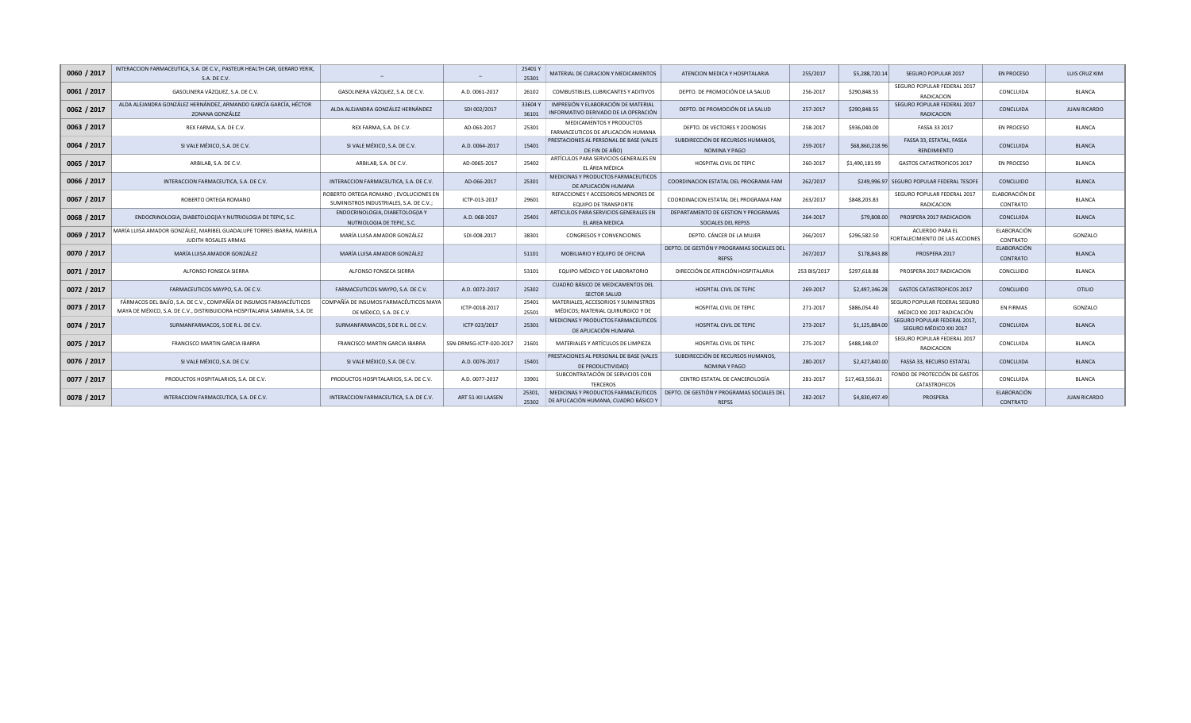| | | | | | | | | | | | |
|---|---|---|---|---|---|---|---|---|---|---|---|
| 0060 / 2017 | INTERACCION FARMACEUTICA, S.A. DE C.V., PASTEUR HEALTH CAR, GERARD YERIK, S.A. DE C.V. | _ | _ | 25401 Y 25301 | MATERIAL DE CURACION Y MEDICAMENTOS | ATENCION MEDICA Y HOSPITALARIA | 255/2017 | $5,288,720.14 | SEGURO POPULAR 2017 | EN PROCESO | LUIS CRUZ KIM |
| 0061 / 2017 | GASOLINERA VÁZQUEZ, S.A. DE C.V. | GASOLINERA VÁZQUEZ, S.A. DE C.V. | A.D. 0061-2017 | 26102 | COMBUSTIBLES, LUBRICANTES Y ADITIVOS | DEPTO. DE PROMOCIÓN DE LA SALUD | 256-2017 | $290,848.55 | SEGURO POPULAR FEDERAL 2017 RADICACION | CONCLUIDA | BLANCA |
| 0062 / 2017 | ALDA ALEJANDRA GONZÁLEZ HERNÁNDEZ, ARMANDO GARCÍA GARCÍA, HÉCTOR ZONANA GONZÁLEZ | ALDA ALEJANDRA GONZÁLEZ HERNÁNDEZ | SDI 002/2017 | 33604 Y 36101 | IMPRESIÓN Y ELABORACIÓN DE MATERIAL INFORMATIVO DERIVADO DE LA OPERACIÓN | DEPTO. DE PROMOCIÓN DE LA SALUD | 257-2017 | $290,848.55 | SEGURO POPULAR FEDERAL 2017 RADICACION | CONCLUIDA | JUAN RICARDO |
| 0063 / 2017 | REX FARMA, S.A. DE C.V. | REX FARMA, S.A. DE C.V. | AD-063-2017 | 25301 | MEDICAMENTOS Y PRODUCTOS FARMACEUTICOS DE APLICACIÓN HUMANA | DEPTO. DE VECTORES Y ZOONOSIS | 258-2017 | $936,040.00 | FASSA 33 2017 | EN PROCESO | BLANCA |
| 0064 / 2017 | SI VALE MÉXICO, S.A. DE C.V. | SI VALE MÉXICO, S.A. DE C.V. | A.D. 0064-2017 | 15401 | PRESTACIONES AL PERSONAL DE BASE (VALES DE FIN DE AÑO) | SUBDIRECCIÓN DE RECURSOS HUMANOS, NOMINA Y PAGO | 259-2017 | $68,860,218.96 | FASSA 33, ESTATAL, FASSA RENDIMIENTO | CONCLUIDA | BLANCA |
| 0065 / 2017 | ARBILAB, S.A. DE C.V. | ARBILAB, S.A. DE C.V. | AD-0065-2017 | 25402 | ARTÍCULOS PARA SERVICIOS GENERALES EN EL ÁREA MÉDICA | HOSPITAL CIVIL DE TEPIC | 260-2017 | $1,490,181.99 | GASTOS CATASTROFICOS 2017 | EN PROCESO | BLANCA |
| 0066 / 2017 | INTERACCION FARMACEUTICA, S.A. DE C.V. | INTERACCION FARMACEUTICA, S.A. DE C.V. | AD-066-2017 | 25301 | MEDICINAS Y PRODUCTOS FARMACEUTICOS DE APLICACIÓN HUMANA | COORDINACION ESTATAL DEL PROGRAMA FAM | 262/2017 | $249,996.97 | SEGURO POPULAR FEDERAL TESOFE | CONCLUIDO | BLANCA |
| 0067 / 2017 | ROBERTO ORTEGA ROMANO | ROBERTO ORTEGA ROMANO ; EVOLUCIONES EN SUMINISTROS INDUSTRIALES, S.A. DE C.V.; | ICTP-013-2017 | 29601 | REFACCIONES Y ACCESORIOS MENORES DE EQUIPO DE TRANSPORTE | COORDINACION ESTATAL DEL PROGRAMA FAM | 263/2017 | $848,203.83 | SEGURO POPULAR FEDERAL 2017 RADICACION | ELABORACIÓN DE CONTRATO | BLANCA |
| 0068 / 2017 | ENDOCRINOLOGIA, DIABETOLOG(IA Y NUTRIOLOGIA DE TEPIC, S.C. | ENDOCRINOLOGIA, DIABETOLOG(IA Y NUTRIOLOGIA DE TEPIC, S.C. | A.D. 068-2017 | 25401 | ARTICULOS PARA SERVICIOS GENERALES EN EL AREA MEDICA | DEPARTAMENTO DE GESTION Y PROGRAMAS SOCIALES DEL REPSS | 264-2017 | $79,808.00 | PROSPERA 2017 RADICACION | CONCLUIDA | BLANCA |
| 0069 / 2017 | MARÍA LUISA AMADOR GONZÁLEZ, MARIBEL GUADALUPE TORRES IBARRA, MARIELA JUDITH ROSALES ARMAS | MARÍA LUISA AMADOR GONZÁLEZ | SDI-008-2017 | 38301 | CONGRESOS Y CONVENCIONES | DEPTO. CÁNCER DE LA MUJER | 266/2017 | $296,582.50 | ACUERDO PARA EL FORTALECIMIENTO DE LAS ACCIONES | ELABORACIÓN CONTRATO | GONZALO |
| 0070 / 2017 | MARÍA LUISA AMADOR GONZÁLEZ | MARÍA LUISA AMADOR GONZÁLEZ | | 51101 | MOBILIARIO Y EQUIPO DE OFICINA | DEPTO. DE GESTIÓN Y PROGRAMAS SOCIALES DEL REPSS | 267/2017 | $178,843.88 | PROSPERA 2017 | ELABORACIÓN CONTRATO | BLANCA |
| 0071 / 2017 | ALFONSO FONSECA SIERRA | ALFONSO FONSECA SIERRA | | 53101 | EQUIPO MÉDICO Y DE LABORATORIO | DIRECCIÓN DE ATENCIÓN HOSPITALARIA | 253 BIS/2017 | $297,618.88 | PROSPERA 2017 RADICACION | CONCLUIDO | BLANCA |
| 0072 / 2017 | FARMACEUTICOS MAYPO, S.A. DE C.V. | FARMACEUTICOS MAYPO, S.A. DE C.V. | A.D. 0072-2017 | 25302 | CUADRO BÁSICO DE MEDICAMENTOS DEL SECTOR SALUD | HOSPITAL CIVIL DE TEPIC | 269-2017 | $2,497,346.28 | GASTOS CATASTROFICOS 2017 | CONCLUIDO | OTILIO |
| 0073 / 2017 | FÁRMACOS DEL BAJÍO, S.A. DE C.V., COMPAÑÍA DE INSUMOS FARMACÉUTICOS MAYA DE MÉXICO, S.A. DE C.V., DISTRIBUIDORA HOSPITALARIA SAMARIA, S.A. DE | COMPAÑÍA DE INSUMOS FARMACÉUTICOS MAYA DE MÉXICO, S.A. DE C.V. | ICTP-0018-2017 | 25401 25501 | MATERIALES, ACCESORIOS Y SUMINISTROS MÉDICOS; MATERIAL QUIRURGICO Y DE | HOSPITAL CIVIL DE TEPIC | 271-2017 | $886,054.40 | SEGURO POPULAR FEDERAL SEGURO MÉDICO XXI 2017 RADICACIÓN | EN FIRMAS | GONZALO |
| 0074 / 2017 | SURMANFARMACOS, S DE R.L. DE C.V. | SURMANFARMACOS, S DE R.L. DE C.V. | ICTP 023/2017 | 25301 | MEDICINAS Y PRODUCTOS FARMACEUTICOS DE APLICACIÓN HUMANA | HOSPITAL CIVIL DE TEPIC | 273-2017 | $1,125,884.00 | SEGURO POPULAR FEDERAL 2017, SEGURO MÉDICO XXI 2017 | CONCLUIDA | BLANCA |
| 0075 / 2017 | FRANCISCO MARTIN GARCIA IBARRA | FRANCISCO MARTIN GARCIA IBARRA | SSN-DRMSG-ICTP-020-2017 | 21601 | MATERIALES Y ARTÍCULOS DE LIMPIEZA | HOSPITAL CIVIL DE TEPIC | 275-2017 | $488,148.07 | SEGURO POPULAR FEDERAL 2017 RADICACION | CONCLUIDA | BLANCA |
| 0076 / 2017 | SI VALE MÉXICO, S.A. DE C.V. | SI VALE MÉXICO, S.A. DE C.V. | A.D. 0076-2017 | 15401 | PRESTACIONES AL PERSONAL DE BASE (VALES DE PRODUCTIVIDAD) | SUBDIRECCIÓN DE RECURSOS HUMANOS, NOMINA Y PAGO | 280-2017 | $2,427,840.00 | FASSA 33, RECURSO ESTATAL | CONCLUIDA | BLANCA |
| 0077 / 2017 | PRODUCTOS HOSPITALARIOS, S.A. DE C.V. | PRODUCTOS HOSPITALARIOS, S.A. DE C.V. | A.D. 0077-2017 | 33901 | SUBCONTRATACIÓN DE SERVICIOS CON TERCEROS | CENTRO ESTATAL DE CANCEROLOGÍA | 281-2017 | $17,463,556.01 | FONDO DE PROTECCIÓN DE GASTOS CATASTROFICOS | CONCLUIDA | BLANCA |
| 0078 / 2017 | INTERACCION FARMACEUTICA, S.A. DE C.V. | INTERACCION FARMACEUTICA, S.A. DE C.V. | ART 51-XII LAASEN | 25301, 25302 | MEDICINAS Y PRODUCTOS FARMACEUTICOS DE APLICACIÓN HUMANA, CUADRO BÁSICO Y | DEPTO. DE GESTIÓN Y PROGRAMAS SOCIALES DEL REPSS | 282-2017 | $4,830,497.49 | PROSPERA | ELABORACIÓN CONTRATO | JUAN RICARDO |